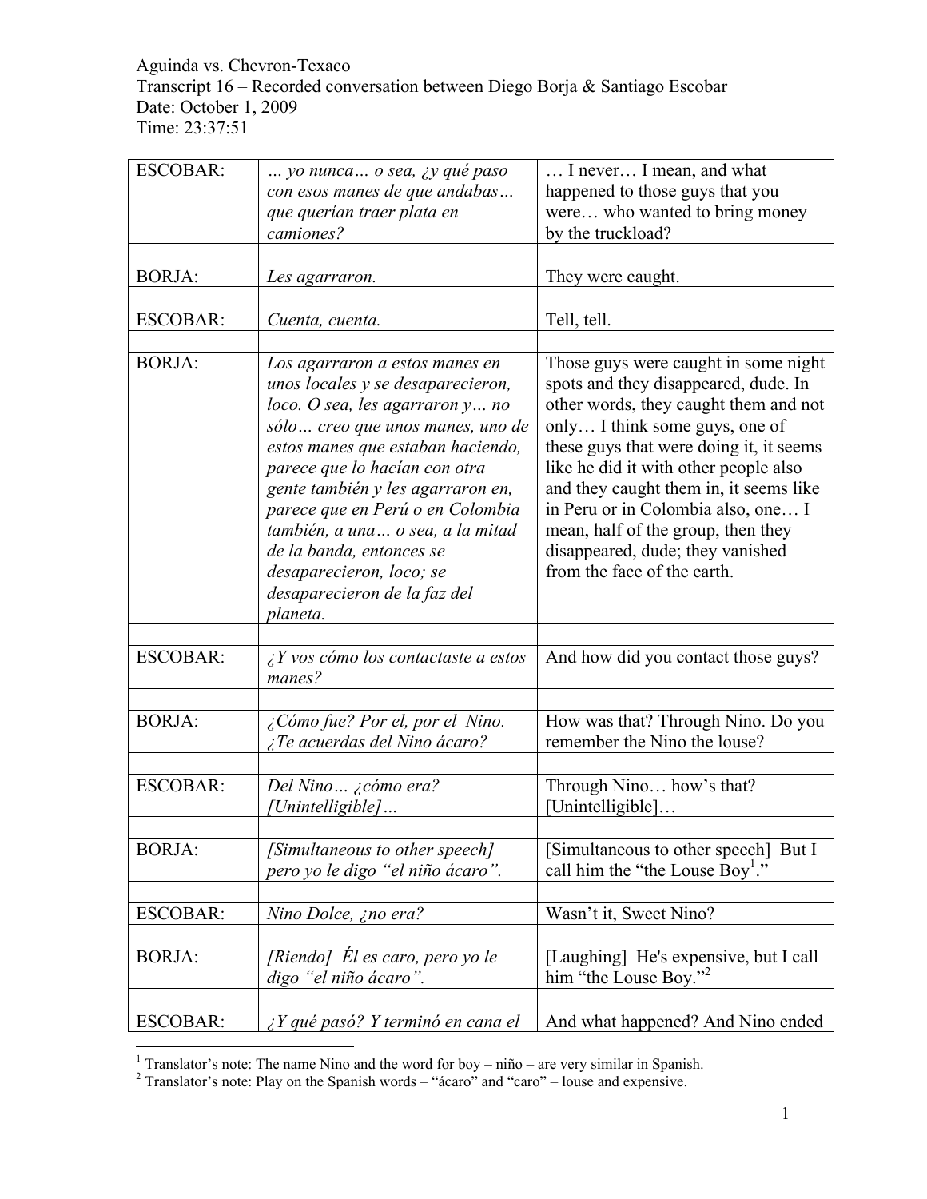Aguinda vs. Chevron-Texaco
Transcript 16 – Recorded conversation between Diego Borja & Santiago Escobar
Date: October 1, 2009
Time: 23:37:51

| | | |
|---|---|---|
| ESCOBAR: | *… yo nunca… o sea, ¿y qué paso con esos manes de que andabas… que querían traer plata en camiones?* | … I never… I mean, and what happened to those guys that you were… who wanted to bring money by the truckload? |
| | | |
| BORJA: | *Les agarraron.* | They were caught. |
| | | |
| ESCOBAR: | *Cuenta, cuenta.* | Tell, tell. |
| | | |
| BORJA: | *Los agarraron a estos manes en unos locales y se desaparecieron, loco. O sea, les agarraron y… no sólo… creo que unos manes, uno de estos manes que estaban haciendo, parece que lo hacían con otra gente también y les agarraron en, parece que en Perú o en Colombia también, a una… o sea, a la mitad de la banda, entonces se desaparecieron, loco; se desaparecieron de la faz del planeta.* | Those guys were caught in some night spots and they disappeared, dude. In other words, they caught them and not only… I think some guys, one of these guys that were doing it, it seems like he did it with other people also and they caught them in, it seems like in Peru or in Colombia also, one… I mean, half of the group, then they disappeared, dude; they vanished from the face of the earth. |
| | | |
| ESCOBAR: | *¿Y vos cómo los contactaste a estos manes?* | And how did you contact those guys? |
| | | |
| BORJA: | *¿Cómo fue? Por el, por el Nino. ¿Te acuerdas del Nino ácaro?* | How was that? Through Nino. Do you remember the Nino the louse? |
| | | |
| ESCOBAR: | *Del Nino… ¿cómo era? [Unintelligible]…* | Through Nino… how's that? [Unintelligible]… |
| | | |
| BORJA: | *[Simultaneous to other speech] pero yo le digo "el niño ácaro".* | [Simultaneous to other speech] But I call him the "the Louse Boy[1]." |
| | | |
| ESCOBAR: | *Nino Dolce, ¿no era?* | Wasn't it, Sweet Nino? |
| | | |
| BORJA: | *[Riendo] Él es caro, pero yo le digo "el niño ácaro".* | [Laughing] He's expensive, but I call him "the Louse Boy."[2] |
| | | |
| ESCOBAR: | *¿Y qué pasó? Y terminó en cana el* | And what happened? And Nino ended |

[1] Translator's note: The name Nino and the word for boy – niño – are very similar in Spanish.
[2] Translator's note: Play on the Spanish words – "ácaro" and "caro" – louse and expensive.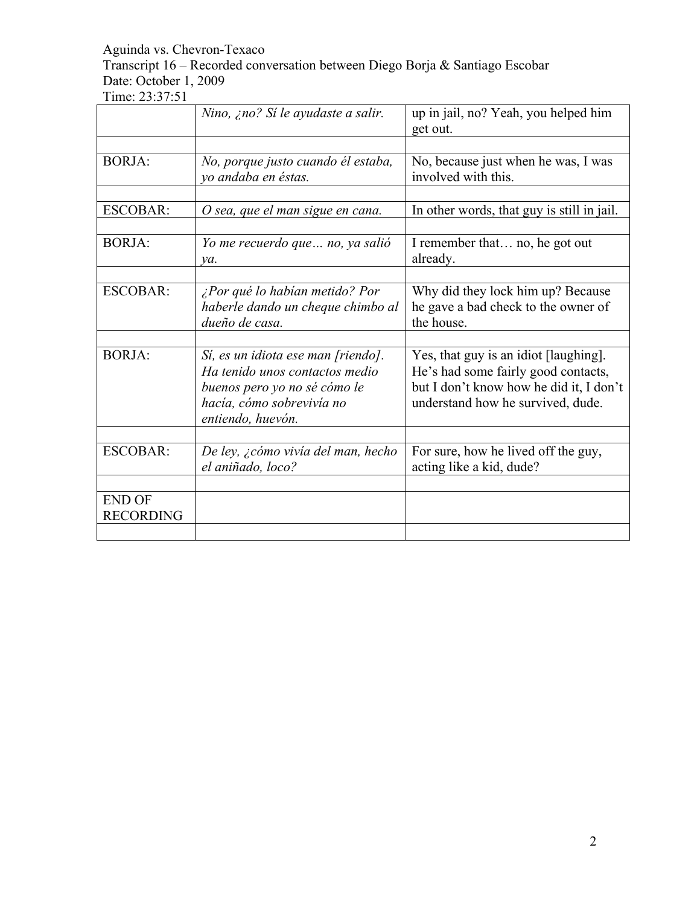Aguinda vs. Chevron-Texaco
Transcript 16 – Recorded conversation between Diego Borja & Santiago Escobar
Date: October 1, 2009
Time: 23:37:51

| | | |
|---|---|---|
| | *Nino, ¿no? Sí le ayudaste a salir.* | up in jail, no? Yeah, you helped him get out. |
| | | |
| BORJA: | *No, porque justo cuando él estaba, yo andaba en éstas.* | No, because just when he was, I was involved with this. |
| | | |
| ESCOBAR: | *O sea, que el man sigue en cana.* | In other words, that guy is still in jail. |
| | | |
| BORJA: | *Yo me recuerdo que… no, ya salió ya.* | I remember that… no, he got out already. |
| | | |
| ESCOBAR: | *¿Por qué lo habían metido? Por haberle dando un cheque chimbo al dueño de casa.* | Why did they lock him up? Because he gave a bad check to the owner of the house. |
| | | |
| BORJA: | *Sí, es un idiota ese man [riendo]. Ha tenido unos contactos medio buenos pero yo no sé cómo le hacía, cómo sobrevivía no entiendo, huevón.* | Yes, that guy is an idiot [laughing]. He's had some fairly good contacts, but I don't know how he did it, I don't understand how he survived, dude. |
| | | |
| ESCOBAR: | *De ley, ¿cómo vivía del man, hecho el aniñado, loco?* | For sure, how he lived off the guy, acting like a kid, dude? |
| | | |
| END OF RECORDING | | |
| | | |